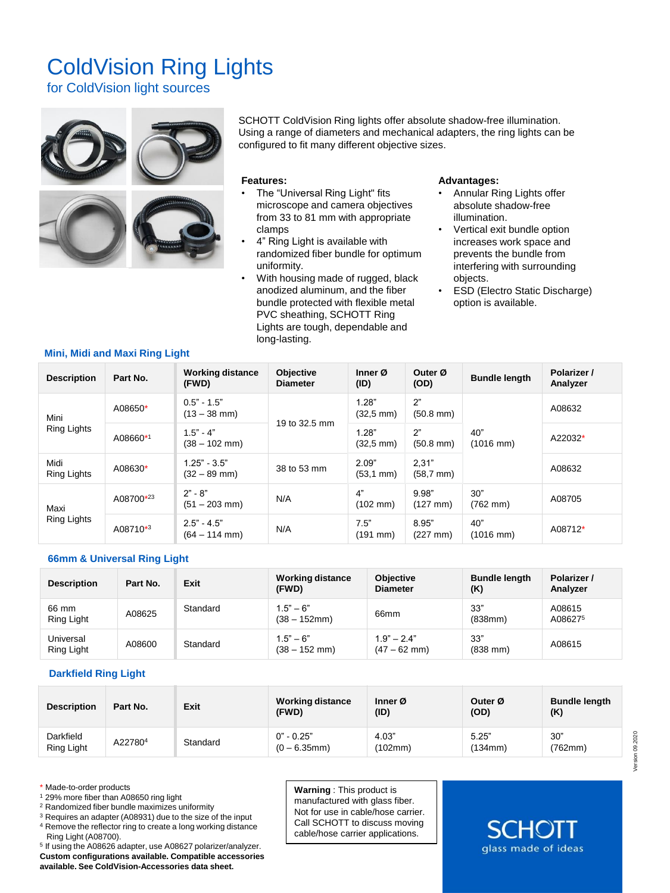# ColdVision Ring Lights

## for ColdVision light sources

SCHOTT ColdVision Ring lights offer absolute shadow-free illumination. Using a range of diameters and mechanical adapters, the ring lights can be configured to fit many different objective sizes.

**Features:**

- The "Universal Ring Light" fits microscope and camera objectives from 33 to 81 mm with appropriate clamps
- 4" Ring Light is available with randomized fiber bundle for optimum uniformity.
- With housing made of rugged, black anodized aluminum, and the fiber bundle protected with flexible metal PVC sheathing, SCHOTT Ring Lights are tough, dependable and long-lasting.

**Advantages:**

- Annular Ring Lights offer absolute shadow-free illumination.
- Vertical exit bundle option increases work space and prevents the bundle from interfering with surrounding objects.
- ESD (Electro Static Discharge) option is available.

### Mini, Midi and Maxi Ring Light

| Description | Part No. | Working distance (FWD) | Objective Diameter | Inner Ø (ID) | Outer Ø (OD) | Bundle length | Polarizer / Analyzer |
|---|---|---|---|---|---|---|---|
| Mini Ring Lights | A08650* | 0.5" - 1.5" (13 – 38 mm) | 19 to 32.5 mm | 1.28" (32,5 mm) | 2" (50.8 mm) | 40" (1016 mm) | A08632 |
| | A08660*[1] | 1.5" - 4" (38 – 102 mm) | | 1.28" (32,5 mm) | 2" (50.8 mm) | | A22032* |
| Midi Ring Lights | A08630* | 1.25" - 3.5" (32 – 89 mm) | 38 to 53 mm | 2.09" (53,1 mm) | 2,31" (58,7 mm) | | A08632 |
| Maxi Ring Lights | A08700*[23] | 2" - 8" (51 – 203 mm) | N/A | 4" (102 mm) | 9.98" (127 mm) | 30" (762 mm) | A08705 |
| | A08710*[3] | 2.5" - 4.5" (64 – 114 mm) | N/A | 7.5" (191 mm) | 8.95" (227 mm) | 40" (1016 mm) | A08712* |

### 66mm & Universal Ring Light

| Description | Part No. | Exit | Working distance (FWD) | Objective Diameter | Bundle length (K) | Polarizer / Analyzer |
|---|---|---|---|---|---|---|
| 66 mm Ring Light | A08625 | Standard | 1.5" – 6" (38 – 152mm) | 66mm | 33" (838mm) | A08615 A08627[5] |
| Universal Ring Light | A08600 | Standard | 1.5" – 6" (38 – 152 mm) | 1.9" – 2.4" (47 – 62 mm) | 33" (838 mm) | A08615 |

### Darkfield Ring Light

| Description | Part No. | Exit | Working distance (FWD) | Inner Ø (ID) | Outer Ø (OD) | Bundle length (K) |
|---|---|---|---|---|---|---|
| Darkfield Ring Light | A22780[4] | Standard | 0" - 0.25" (0 – 6.35mm) | 4.03" (102mm) | 5.25" (134mm) | 30" (762mm) |

\* Made-to-order products
[1] 29% more fiber than A08650 ring light
[2] Randomized fiber bundle maximizes uniformity
[3] Requires an adapter (A08931) due to the size of the input
[4] Remove the reflector ring to create a long working distance Ring Light (A08700).
[5] If using the A08626 adapter, use A08627 polarizer/analyzer.
**Custom configurations available. Compatible accessories available. See ColdVision-Accessories data sheet.**

**Warning** : This product is manufactured with glass fiber. Not for use in cable/hose carrier. Call SCHOTT to discuss moving cable/hose carrier applications.

SCHOTT
glass made of ideas

Version 09 2020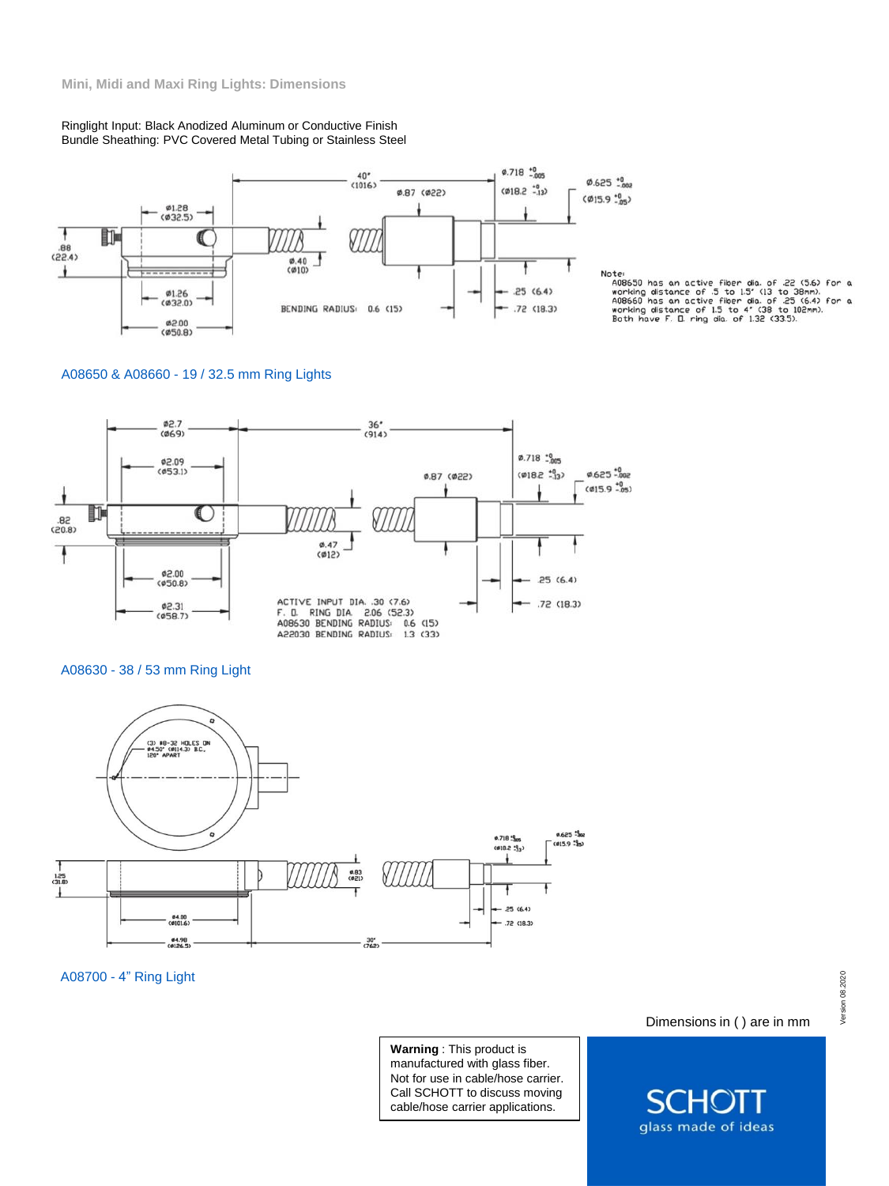## Mini, Midi and Maxi Ring Lights: Dimensions

Ringlight Input: Black Anodized Aluminum or Conductive Finish
Bundle Sheathing: PVC Covered Metal Tubing or Stainless Steel

Note:
A08650 has an active fiber dia. of .22 (5.6) for a working distance of .5 to 1.5" (13 to 38mm).
A08660 has an active fiber dia. of .25 (6.4) for a working distance of 1.5 to 4" (38 to 102mm).
Both have F. D. ring dia. of 1.32 (33.5).

BENDING RADIUS: 0.6 (15)

A08650 & A08660 - 19 / 32.5 mm Ring Lights

ACTIVE INPUT DIA. .30 (7.6)
F. D. RING DIA. 2.06 (52.3)
A08630 BENDING RADIUS: 0.6 (15)
A22030 BENDING RADIUS: 1.3 (33)

A08630 - 38 / 53 mm Ring Light

(3) #8-32 HOLES ON Ø4.50" (Ø114.3) B.C., 120° APART

A08700 - 4" Ring Light

Dimensions in ( ) are in mm

**Warning** : This product is manufactured with glass fiber. Not for use in cable/hose carrier. Call SCHOTT to discuss moving cable/hose carrier applications.

SCHOTT
glass made of ideas

Version 08 2020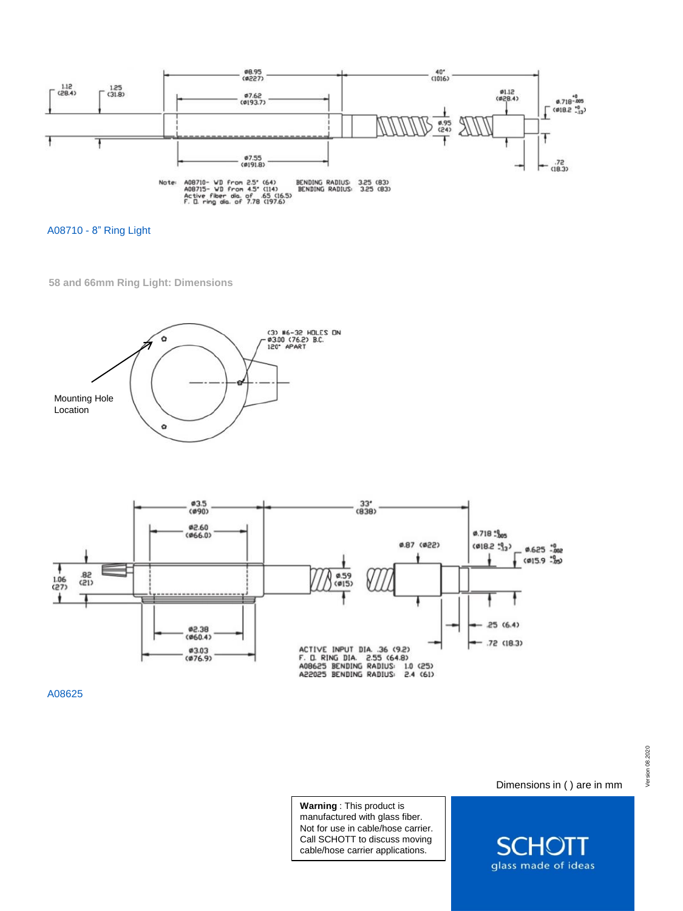Note: A08710- WD from 2.5" (64)
A08715- WD from 4.5" (114)
Active fiber dia. of .65 (16.5)
F. O. ring dia. of 7.78 (197.6)

BENDING RADIUS: 3.25 (83)
BENDING RADIUS: 3.25 (83)

A08710 - 8" Ring Light

## 58 and 66mm Ring Light: Dimensions

(3) #6-32 HOLES ON ø3.00 (76.2) B.C. 120° APART

Mounting Hole Location

ACTIVE INPUT DIA. .36 (9.2)
F. O. RING DIA. 2.55 (64.8)
A08625 BENDING RADIUS: 1.0 (25)
A22025 BENDING RADIUS: 2.4 (61)

A08625

Dimensions in ( ) are in mm

**Warning** : This product is manufactured with glass fiber. Not for use in cable/hose carrier. Call SCHOTT to discuss moving cable/hose carrier applications.

SCHOTT
glass made of ideas

Version 08.2020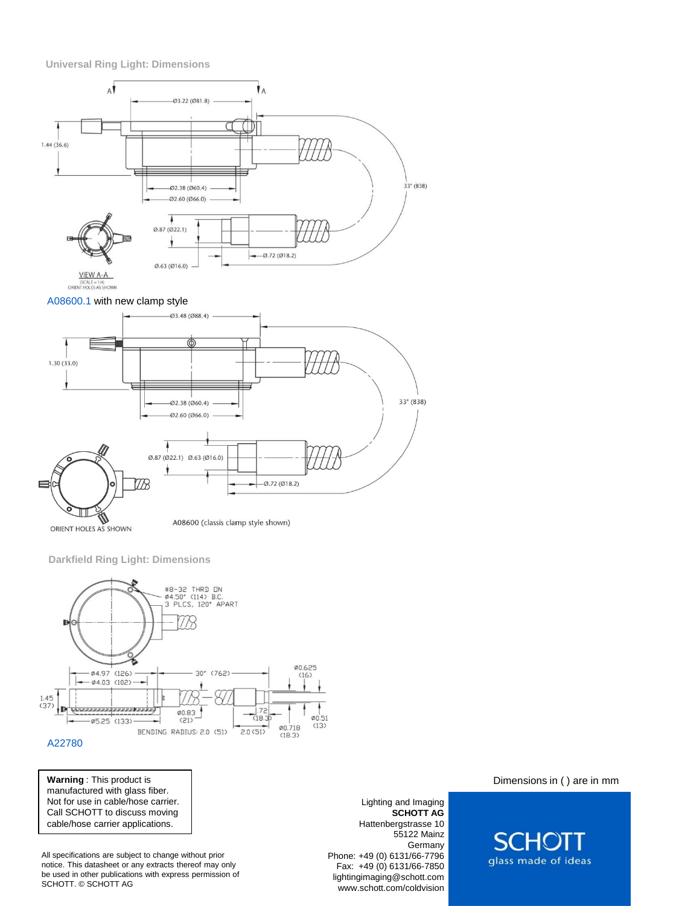## Universal Ring Light: Dimensions

Ø3.22 (Ø81.8)

1.44 (36.6)

Ø2.38 (Ø60.4)

Ø2.60 (Ø66.0)

33" (838)

Ø.87 (Ø22.1)

Ø.72 (Ø18.2)

Ø.63 (Ø16.0)

VIEW A-A
(SCALE = 1:4)
ORIENT HOLES AS SHOWN

A08600.1 with new clamp style

Ø3.48 (Ø88.4)

1.30 (33.0)

Ø2.38 (Ø60.4)

Ø2.60 (Ø66.0)

33" (838)

Ø.87 (Ø22.1) Ø.63 (Ø16.0)

Ø.72 (Ø18.2)

ORIENT HOLES AS SHOWN

A08600 (classis clamp style shown)

## Darkfield Ring Light: Dimensions

#8-32 THRD ON
ø4.50" (114) B.C.
3 PLCS, 120° APART

ø4.97 (126)

ø4.03 (102)

30" (762)

ø0.625 (16)

1.45 (37)

ø5.25 (133)

ø0.83 (21)

.72 (18.3)

ø0.718 (18.3)

ø0.51 (13)

BENDING RADIUS: 2.0 (51)

2.0 (51)

A22780

**Warning** : This product is manufactured with glass fiber. Not for use in cable/hose carrier. Call SCHOTT to discuss moving cable/hose carrier applications.

Dimensions in ( ) are in mm

All specifications are subject to change without prior notice. This datasheet or any extracts thereof may only be used in other publications with express permission of SCHOTT. © SCHOTT AG

Lighting and Imaging
**SCHOTT AG**
Hattenbergstrasse 10
55122 Mainz
Germany
Phone: +49 (0) 6131/66-7796
Fax: +49 (0) 6131/66-7850
lightingimaging@schott.com
www.schott.com/coldvision

SCHOTT
glass made of ideas